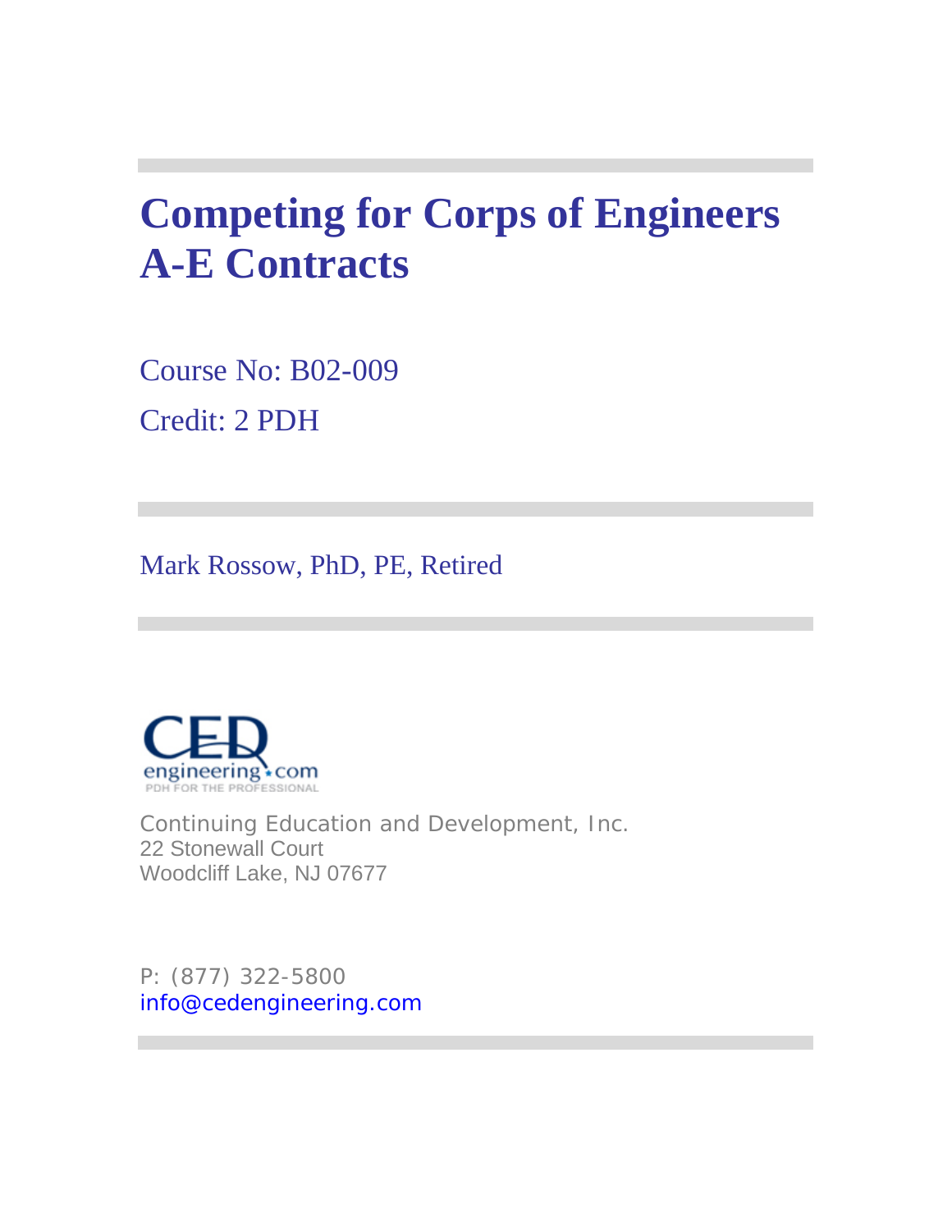# Competing for Corps of Engineers A-E Contracts

Course No: B02-009

Credit: 2 PDH

Mark Rossow, PhD, PE, Retired

Continuing Education and Development, Inc.
22 Stonewall Court
Woodcliff Lake, NJ 07677

P: (877) 322-5800
info@cedengineering.com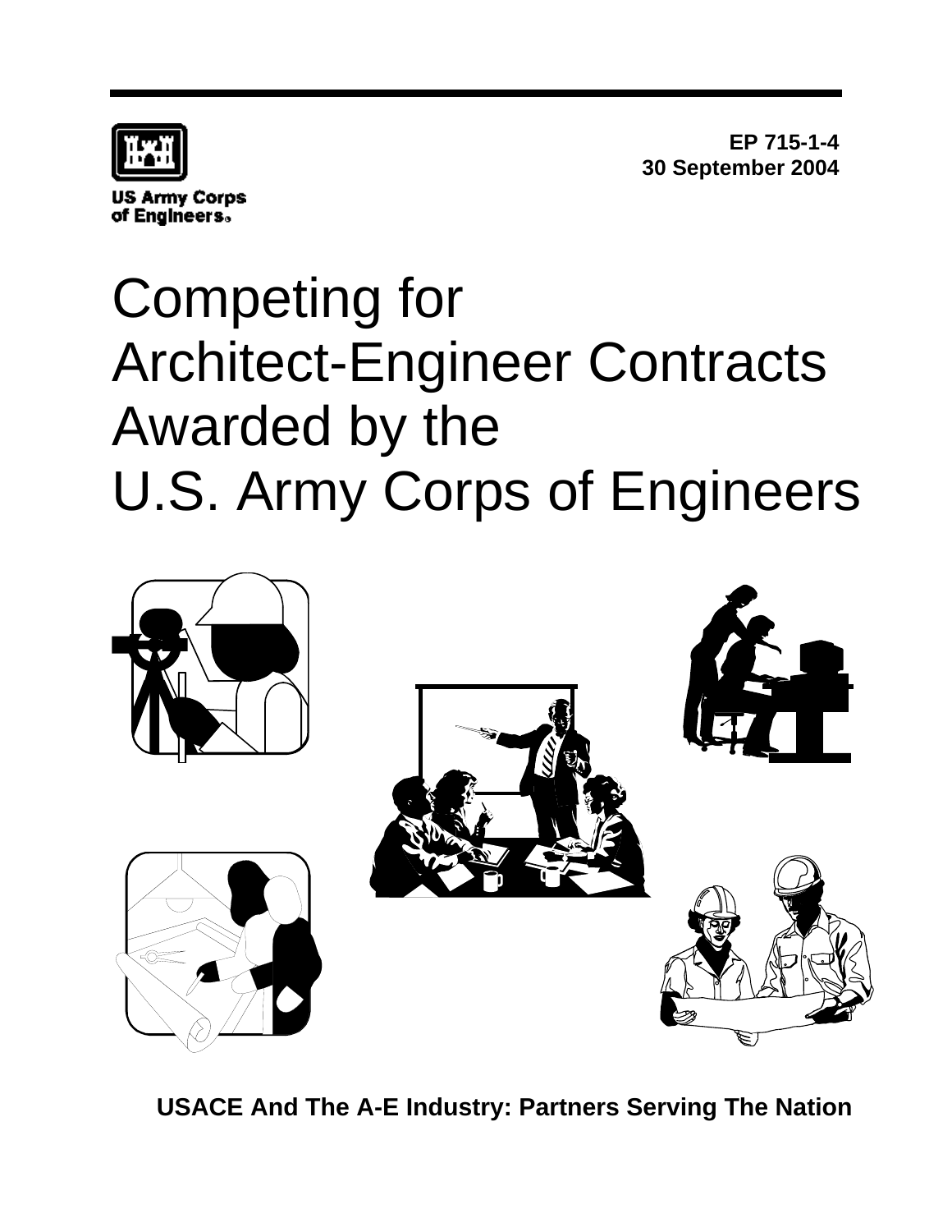US Army Corps of Engineers

**EP 715-1-4**
**30 September 2004**

# Competing for Architect-Engineer Contracts Awarded by the U.S. Army Corps of Engineers

**USACE And The A-E Industry: Partners Serving The Nation**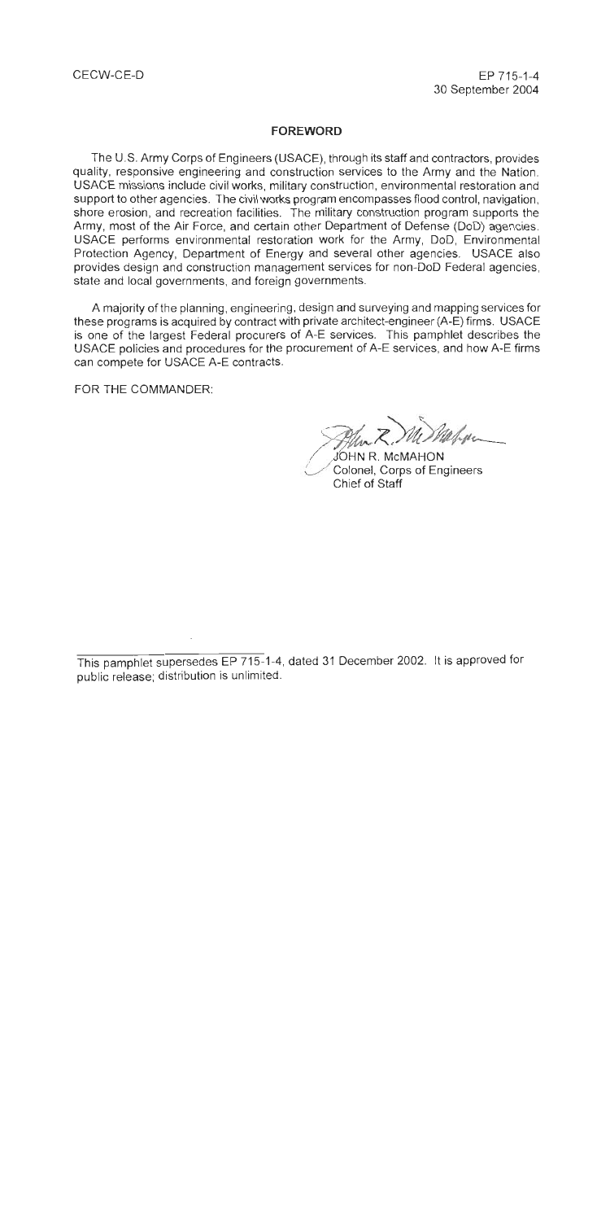CECW-CE-D

EP 715-1-4
30 September 2004

## FOREWORD

The U.S. Army Corps of Engineers (USACE), through its staff and contractors, provides quality, responsive engineering and construction services to the Army and the Nation. USACE missions include civil works, military construction, environmental restoration and support to other agencies. The civil works program encompasses flood control, navigation, shore erosion, and recreation facilities. The military construction program supports the Army, most of the Air Force, and certain other Department of Defense (DoD) agencies. USACE performs environmental restoration work for the Army, DoD, Environmental Protection Agency, Department of Energy and several other agencies. USACE also provides design and construction management services for non-DoD Federal agencies, state and local governments, and foreign governments.

A majority of the planning, engineering, design and surveying and mapping services for these programs is acquired by contract with private architect-engineer (A-E) firms. USACE is one of the largest Federal procurers of A-E services. This pamphlet describes the USACE policies and procedures for the procurement of A-E services, and how A-E firms can compete for USACE A-E contracts.

FOR THE COMMANDER:

JOHN R. McMAHON
Colonel, Corps of Engineers
Chief of Staff

---

This pamphlet supersedes EP 715-1-4, dated 31 December 2002. It is approved for public release; distribution is unlimited.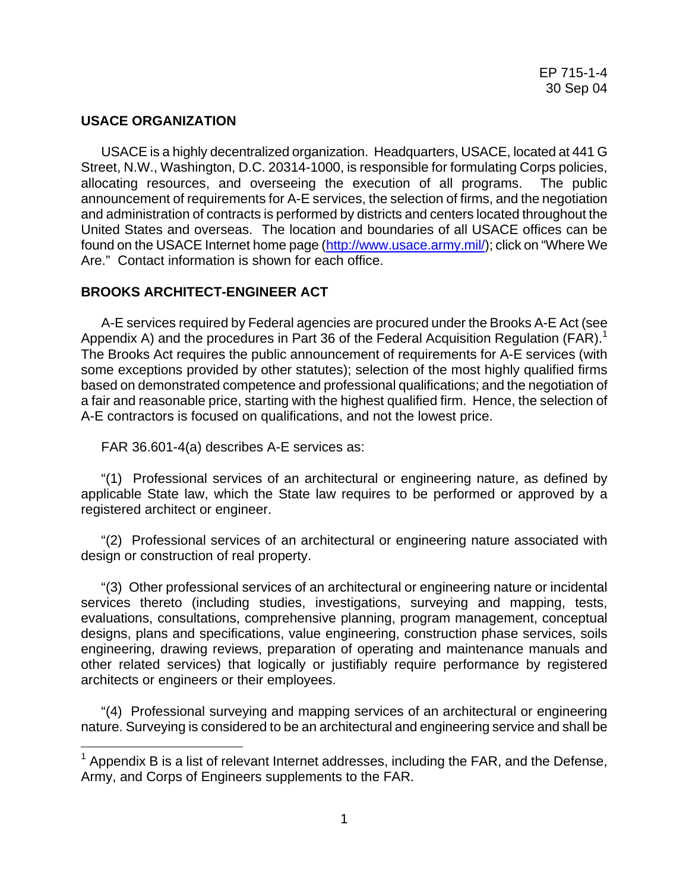## USACE ORGANIZATION

USACE is a highly decentralized organization. Headquarters, USACE, located at 441 G Street, N.W., Washington, D.C. 20314-1000, is responsible for formulating Corps policies, allocating resources, and overseeing the execution of all programs. The public announcement of requirements for A-E services, the selection of firms, and the negotiation and administration of contracts is performed by districts and centers located throughout the United States and overseas. The location and boundaries of all USACE offices can be found on the USACE Internet home page (http://www.usace.army.mil/); click on "Where We Are." Contact information is shown for each office.

## BROOKS ARCHITECT-ENGINEER ACT

A-E services required by Federal agencies are procured under the Brooks A-E Act (see Appendix A) and the procedures in Part 36 of the Federal Acquisition Regulation (FAR).[1] The Brooks Act requires the public announcement of requirements for A-E services (with some exceptions provided by other statutes); selection of the most highly qualified firms based on demonstrated competence and professional qualifications; and the negotiation of a fair and reasonable price, starting with the highest qualified firm. Hence, the selection of A-E contractors is focused on qualifications, and not the lowest price.

FAR 36.601-4(a) describes A-E services as:

"(1) Professional services of an architectural or engineering nature, as defined by applicable State law, which the State law requires to be performed or approved by a registered architect or engineer.

"(2) Professional services of an architectural or engineering nature associated with design or construction of real property.

"(3) Other professional services of an architectural or engineering nature or incidental services thereto (including studies, investigations, surveying and mapping, tests, evaluations, consultations, comprehensive planning, program management, conceptual designs, plans and specifications, value engineering, construction phase services, soils engineering, drawing reviews, preparation of operating and maintenance manuals and other related services) that logically or justifiably require performance by registered architects or engineers or their employees.

"(4) Professional surveying and mapping services of an architectural or engineering nature. Surveying is considered to be an architectural and engineering service and shall be

---

[1] Appendix B is a list of relevant Internet addresses, including the FAR, and the Defense, Army, and Corps of Engineers supplements to the FAR.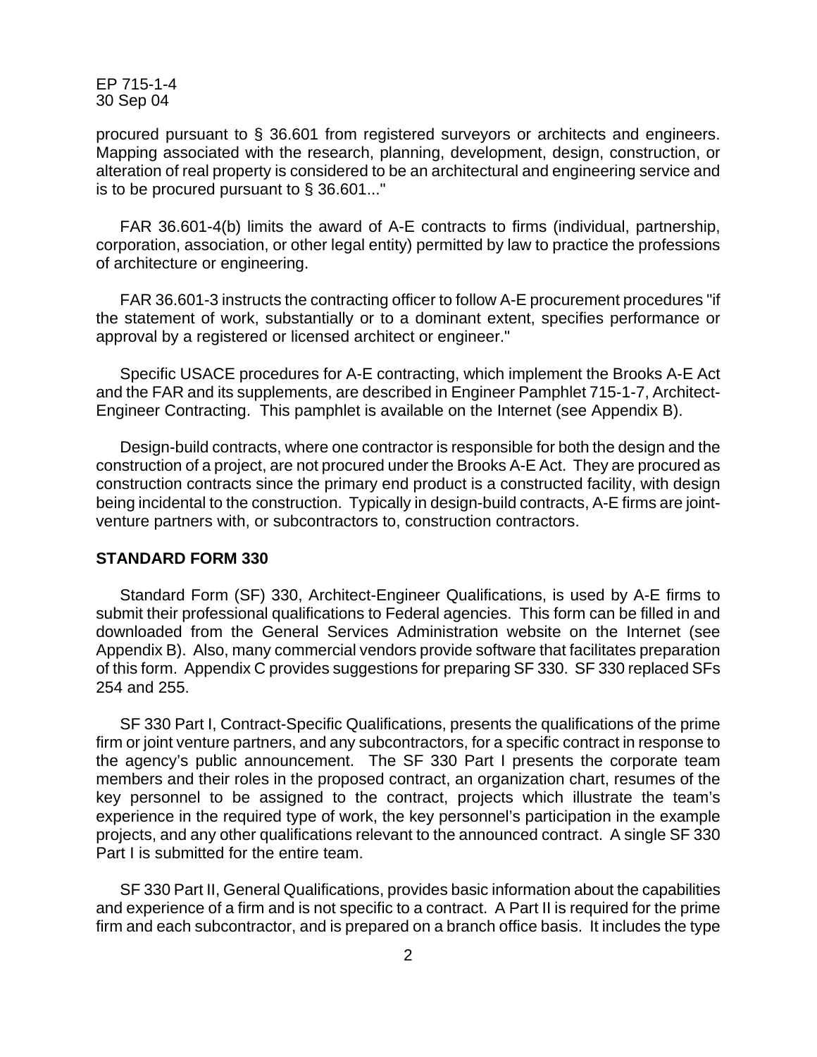procured pursuant to § 36.601 from registered surveyors or architects and engineers. Mapping associated with the research, planning, development, design, construction, or alteration of real property is considered to be an architectural and engineering service and is to be procured pursuant to § 36.601..."

FAR 36.601-4(b) limits the award of A-E contracts to firms (individual, partnership, corporation, association, or other legal entity) permitted by law to practice the professions of architecture or engineering.

FAR 36.601-3 instructs the contracting officer to follow A-E procurement procedures "if the statement of work, substantially or to a dominant extent, specifies performance or approval by a registered or licensed architect or engineer."

Specific USACE procedures for A-E contracting, which implement the Brooks A-E Act and the FAR and its supplements, are described in Engineer Pamphlet 715-1-7, Architect-Engineer Contracting. This pamphlet is available on the Internet (see Appendix B).

Design-build contracts, where one contractor is responsible for both the design and the construction of a project, are not procured under the Brooks A-E Act. They are procured as construction contracts since the primary end product is a constructed facility, with design being incidental to the construction. Typically in design-build contracts, A-E firms are joint-venture partners with, or subcontractors to, construction contractors.

## STANDARD FORM 330

Standard Form (SF) 330, Architect-Engineer Qualifications, is used by A-E firms to submit their professional qualifications to Federal agencies. This form can be filled in and downloaded from the General Services Administration website on the Internet (see Appendix B). Also, many commercial vendors provide software that facilitates preparation of this form. Appendix C provides suggestions for preparing SF 330. SF 330 replaced SFs 254 and 255.

SF 330 Part I, Contract-Specific Qualifications, presents the qualifications of the prime firm or joint venture partners, and any subcontractors, for a specific contract in response to the agency's public announcement. The SF 330 Part I presents the corporate team members and their roles in the proposed contract, an organization chart, resumes of the key personnel to be assigned to the contract, projects which illustrate the team's experience in the required type of work, the key personnel's participation in the example projects, and any other qualifications relevant to the announced contract. A single SF 330 Part I is submitted for the entire team.

SF 330 Part II, General Qualifications, provides basic information about the capabilities and experience of a firm and is not specific to a contract. A Part II is required for the prime firm and each subcontractor, and is prepared on a branch office basis. It includes the type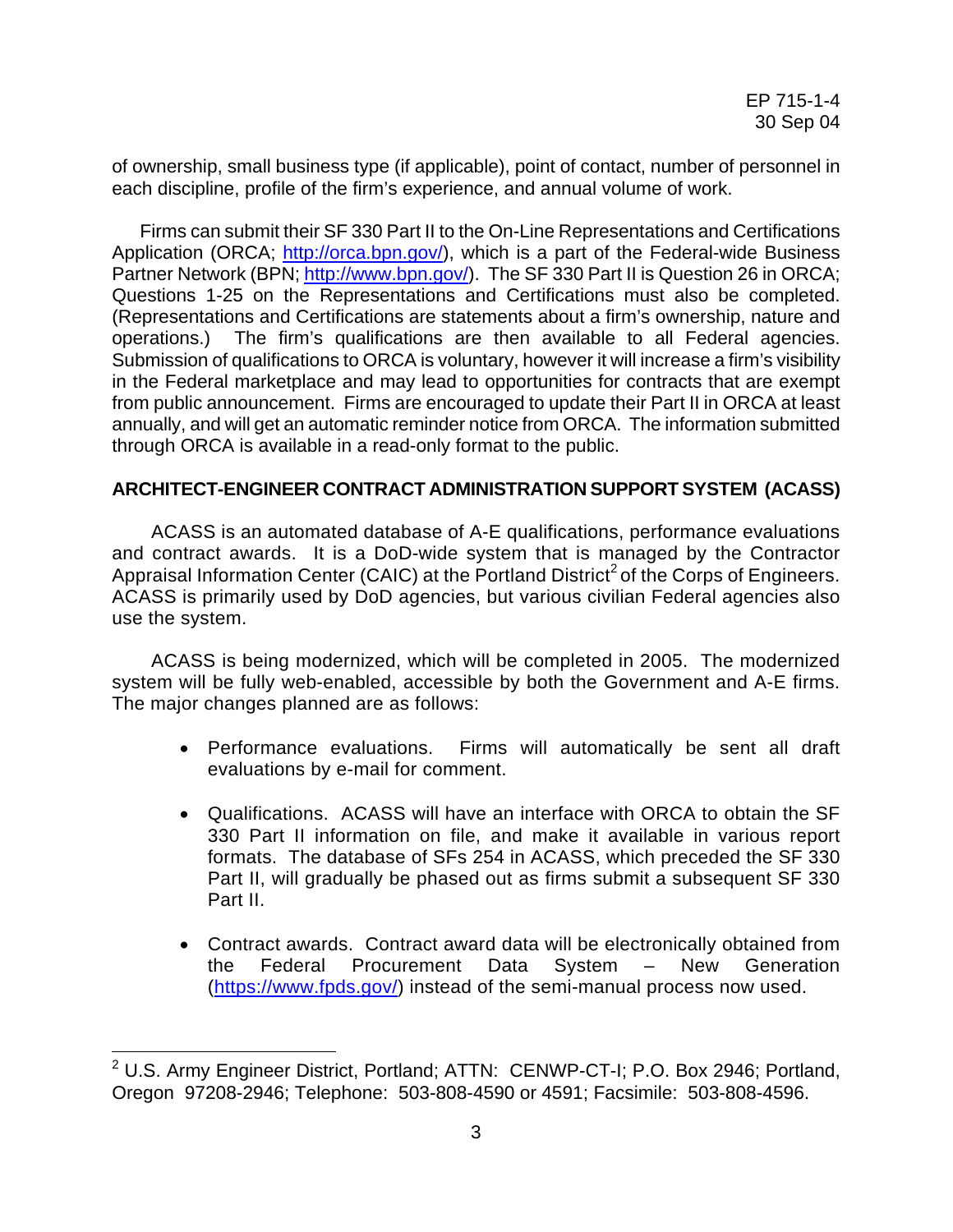of ownership, small business type (if applicable), point of contact, number of personnel in each discipline, profile of the firm's experience, and annual volume of work.

Firms can submit their SF 330 Part II to the On-Line Representations and Certifications Application (ORCA; http://orca.bpn.gov/), which is a part of the Federal-wide Business Partner Network (BPN; http://www.bpn.gov/). The SF 330 Part II is Question 26 in ORCA; Questions 1-25 on the Representations and Certifications must also be completed. (Representations and Certifications are statements about a firm's ownership, nature and operations.) The firm's qualifications are then available to all Federal agencies. Submission of qualifications to ORCA is voluntary, however it will increase a firm's visibility in the Federal marketplace and may lead to opportunities for contracts that are exempt from public announcement. Firms are encouraged to update their Part II in ORCA at least annually, and will get an automatic reminder notice from ORCA. The information submitted through ORCA is available in a read-only format to the public.

## ARCHITECT-ENGINEER CONTRACT ADMINISTRATION SUPPORT SYSTEM (ACASS)

ACASS is an automated database of A-E qualifications, performance evaluations and contract awards. It is a DoD-wide system that is managed by the Contractor Appraisal Information Center (CAIC) at the Portland District[2] of the Corps of Engineers. ACASS is primarily used by DoD agencies, but various civilian Federal agencies also use the system.

ACASS is being modernized, which will be completed in 2005. The modernized system will be fully web-enabled, accessible by both the Government and A-E firms. The major changes planned are as follows:

- Performance evaluations. Firms will automatically be sent all draft evaluations by e-mail for comment.

- Qualifications. ACASS will have an interface with ORCA to obtain the SF 330 Part II information on file, and make it available in various report formats. The database of SFs 254 in ACASS, which preceded the SF 330 Part II, will gradually be phased out as firms submit a subsequent SF 330 Part II.

- Contract awards. Contract award data will be electronically obtained from the Federal Procurement Data System – New Generation (https://www.fpds.gov/) instead of the semi-manual process now used.

---

[2] U.S. Army Engineer District, Portland; ATTN: CENWP-CT-I; P.O. Box 2946; Portland, Oregon 97208-2946; Telephone: 503-808-4590 or 4591; Facsimile: 503-808-4596.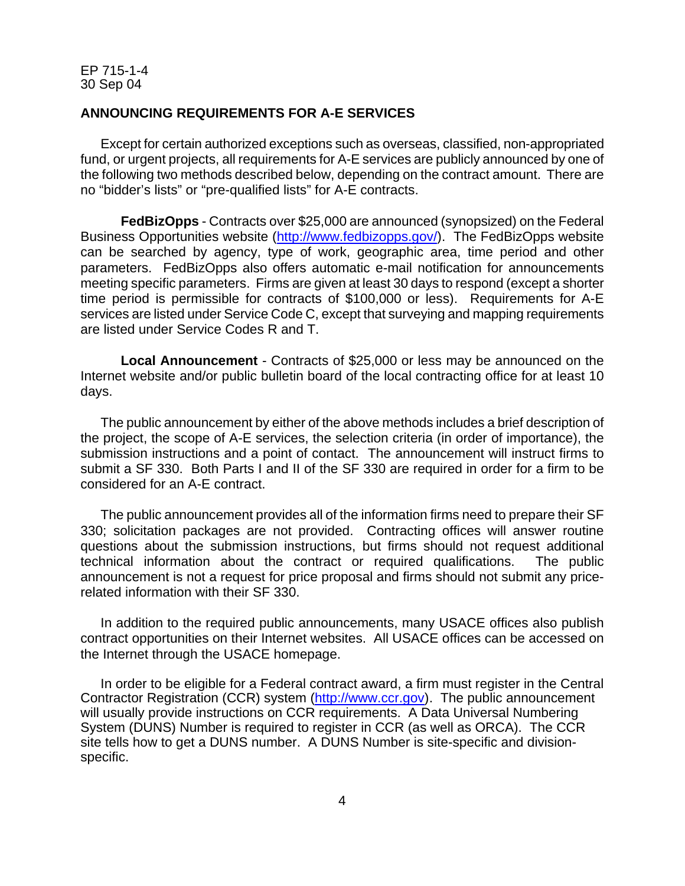## ANNOUNCING REQUIREMENTS FOR A-E SERVICES

Except for certain authorized exceptions such as overseas, classified, non-appropriated fund, or urgent projects, all requirements for A-E services are publicly announced by one of the following two methods described below, depending on the contract amount. There are no "bidder's lists" or "pre-qualified lists" for A-E contracts.

**FedBizOpps** - Contracts over $25,000 are announced (synopsized) on the Federal Business Opportunities website (http://www.fedbizopps.gov/). The FedBizOpps website can be searched by agency, type of work, geographic area, time period and other parameters. FedBizOpps also offers automatic e-mail notification for announcements meeting specific parameters. Firms are given at least 30 days to respond (except a shorter time period is permissible for contracts of $100,000 or less). Requirements for A-E services are listed under Service Code C, except that surveying and mapping requirements are listed under Service Codes R and T.

**Local Announcement** - Contracts of $25,000 or less may be announced on the Internet website and/or public bulletin board of the local contracting office for at least 10 days.

The public announcement by either of the above methods includes a brief description of the project, the scope of A-E services, the selection criteria (in order of importance), the submission instructions and a point of contact. The announcement will instruct firms to submit a SF 330. Both Parts I and II of the SF 330 are required in order for a firm to be considered for an A-E contract.

The public announcement provides all of the information firms need to prepare their SF 330; solicitation packages are not provided. Contracting offices will answer routine questions about the submission instructions, but firms should not request additional technical information about the contract or required qualifications. The public announcement is not a request for price proposal and firms should not submit any price-related information with their SF 330.

In addition to the required public announcements, many USACE offices also publish contract opportunities on their Internet websites. All USACE offices can be accessed on the Internet through the USACE homepage.

In order to be eligible for a Federal contract award, a firm must register in the Central Contractor Registration (CCR) system (http://www.ccr.gov). The public announcement will usually provide instructions on CCR requirements. A Data Universal Numbering System (DUNS) Number is required to register in CCR (as well as ORCA). The CCR site tells how to get a DUNS number. A DUNS Number is site-specific and division-specific.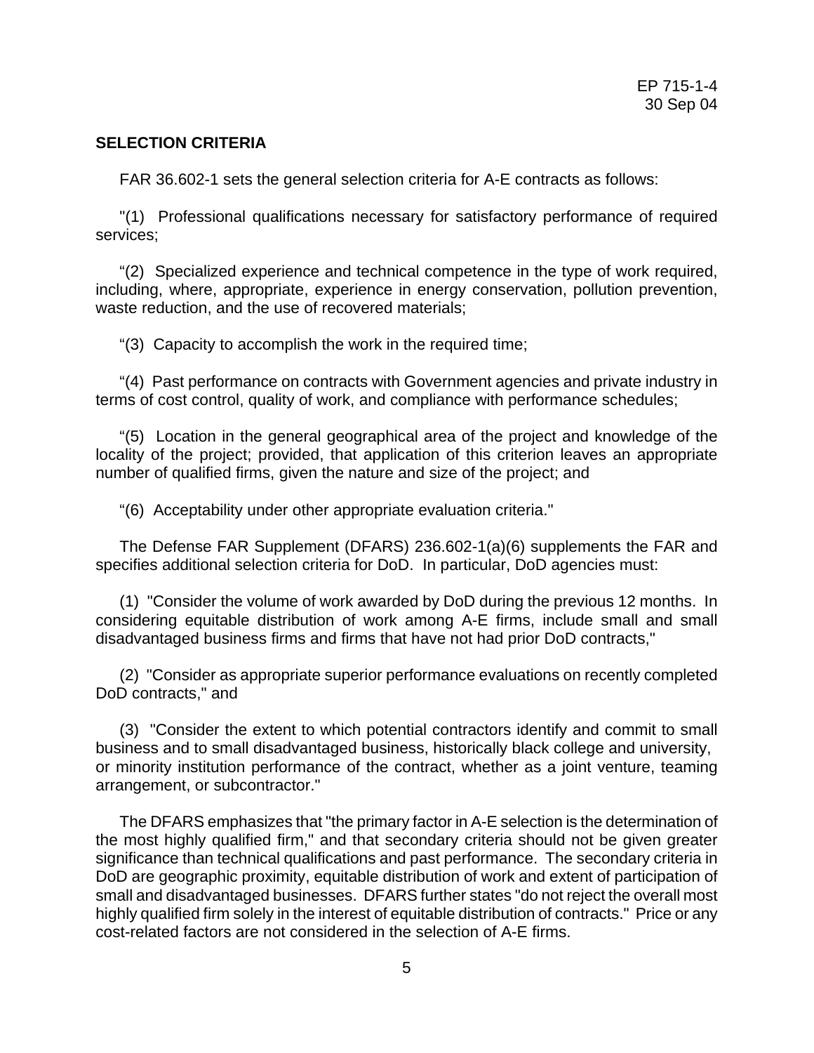## SELECTION CRITERIA

FAR 36.602-1 sets the general selection criteria for A-E contracts as follows:

"(1) Professional qualifications necessary for satisfactory performance of required services;

"(2) Specialized experience and technical competence in the type of work required, including, where, appropriate, experience in energy conservation, pollution prevention, waste reduction, and the use of recovered materials;

"(3) Capacity to accomplish the work in the required time;

"(4) Past performance on contracts with Government agencies and private industry in terms of cost control, quality of work, and compliance with performance schedules;

"(5) Location in the general geographical area of the project and knowledge of the locality of the project; provided, that application of this criterion leaves an appropriate number of qualified firms, given the nature and size of the project; and

"(6) Acceptability under other appropriate evaluation criteria."

The Defense FAR Supplement (DFARS) 236.602-1(a)(6) supplements the FAR and specifies additional selection criteria for DoD. In particular, DoD agencies must:

(1) "Consider the volume of work awarded by DoD during the previous 12 months. In considering equitable distribution of work among A-E firms, include small and small disadvantaged business firms and firms that have not had prior DoD contracts,"

(2) "Consider as appropriate superior performance evaluations on recently completed DoD contracts," and

(3) "Consider the extent to which potential contractors identify and commit to small business and to small disadvantaged business, historically black college and university, or minority institution performance of the contract, whether as a joint venture, teaming arrangement, or subcontractor."

The DFARS emphasizes that "the primary factor in A-E selection is the determination of the most highly qualified firm," and that secondary criteria should not be given greater significance than technical qualifications and past performance. The secondary criteria in DoD are geographic proximity, equitable distribution of work and extent of participation of small and disadvantaged businesses. DFARS further states "do not reject the overall most highly qualified firm solely in the interest of equitable distribution of contracts." Price or any cost-related factors are not considered in the selection of A-E firms.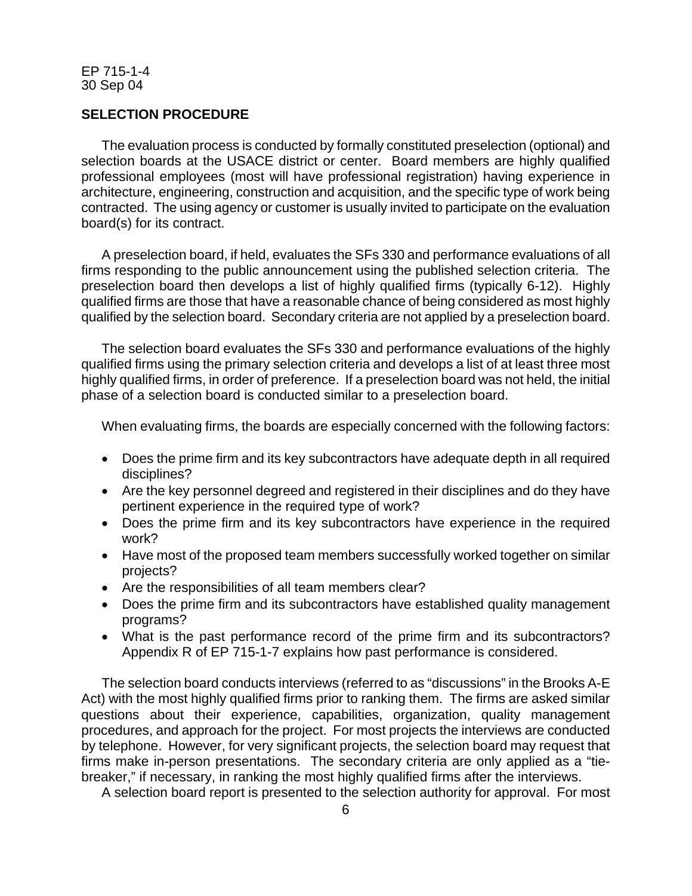## SELECTION PROCEDURE

The evaluation process is conducted by formally constituted preselection (optional) and selection boards at the USACE district or center. Board members are highly qualified professional employees (most will have professional registration) having experience in architecture, engineering, construction and acquisition, and the specific type of work being contracted. The using agency or customer is usually invited to participate on the evaluation board(s) for its contract.

A preselection board, if held, evaluates the SFs 330 and performance evaluations of all firms responding to the public announcement using the published selection criteria. The preselection board then develops a list of highly qualified firms (typically 6-12). Highly qualified firms are those that have a reasonable chance of being considered as most highly qualified by the selection board. Secondary criteria are not applied by a preselection board.

The selection board evaluates the SFs 330 and performance evaluations of the highly qualified firms using the primary selection criteria and develops a list of at least three most highly qualified firms, in order of preference. If a preselection board was not held, the initial phase of a selection board is conducted similar to a preselection board.

When evaluating firms, the boards are especially concerned with the following factors:

- Does the prime firm and its key subcontractors have adequate depth in all required disciplines?
- Are the key personnel degreed and registered in their disciplines and do they have pertinent experience in the required type of work?
- Does the prime firm and its key subcontractors have experience in the required work?
- Have most of the proposed team members successfully worked together on similar projects?
- Are the responsibilities of all team members clear?
- Does the prime firm and its subcontractors have established quality management programs?
- What is the past performance record of the prime firm and its subcontractors? Appendix R of EP 715-1-7 explains how past performance is considered.

The selection board conducts interviews (referred to as "discussions" in the Brooks A-E Act) with the most highly qualified firms prior to ranking them. The firms are asked similar questions about their experience, capabilities, organization, quality management procedures, and approach for the project. For most projects the interviews are conducted by telephone. However, for very significant projects, the selection board may request that firms make in-person presentations. The secondary criteria are only applied as a "tie-breaker," if necessary, in ranking the most highly qualified firms after the interviews.

A selection board report is presented to the selection authority for approval. For most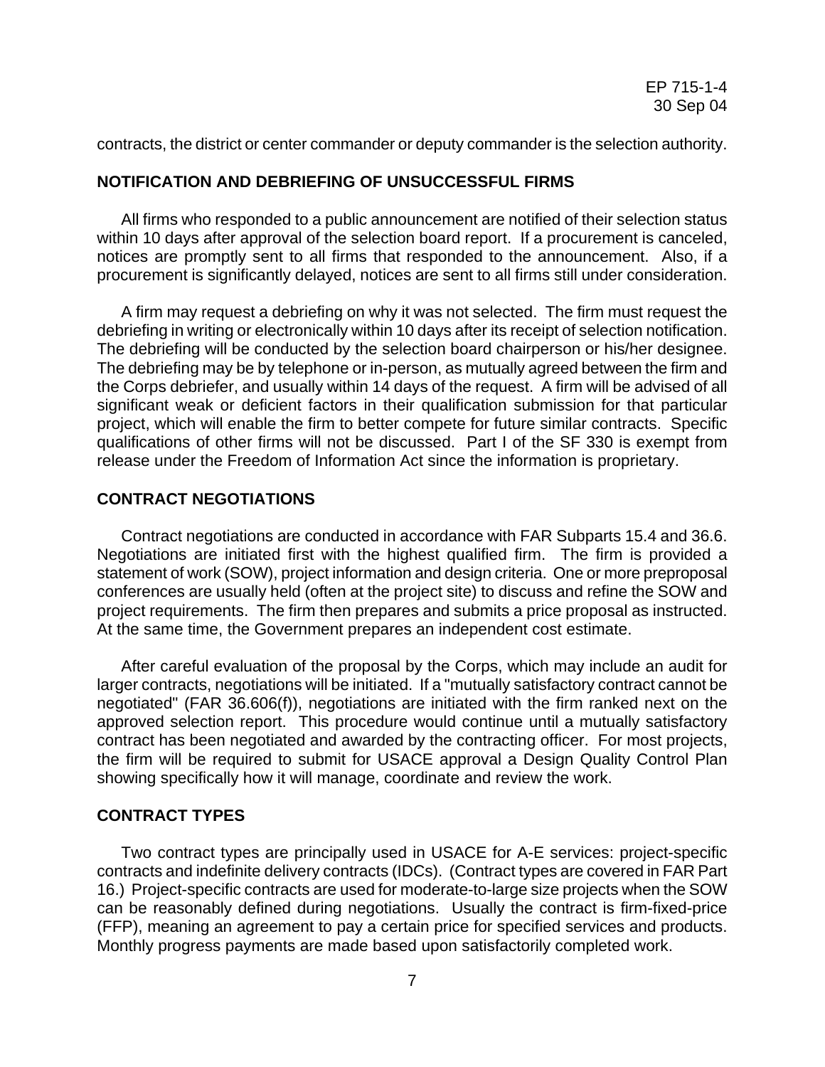contracts, the district or center commander or deputy commander is the selection authority.

## NOTIFICATION AND DEBRIEFING OF UNSUCCESSFUL FIRMS

All firms who responded to a public announcement are notified of their selection status within 10 days after approval of the selection board report. If a procurement is canceled, notices are promptly sent to all firms that responded to the announcement. Also, if a procurement is significantly delayed, notices are sent to all firms still under consideration.

A firm may request a debriefing on why it was not selected. The firm must request the debriefing in writing or electronically within 10 days after its receipt of selection notification. The debriefing will be conducted by the selection board chairperson or his/her designee. The debriefing may be by telephone or in-person, as mutually agreed between the firm and the Corps debriefer, and usually within 14 days of the request. A firm will be advised of all significant weak or deficient factors in their qualification submission for that particular project, which will enable the firm to better compete for future similar contracts. Specific qualifications of other firms will not be discussed. Part I of the SF 330 is exempt from release under the Freedom of Information Act since the information is proprietary.

## CONTRACT NEGOTIATIONS

Contract negotiations are conducted in accordance with FAR Subparts 15.4 and 36.6. Negotiations are initiated first with the highest qualified firm. The firm is provided a statement of work (SOW), project information and design criteria. One or more preproposal conferences are usually held (often at the project site) to discuss and refine the SOW and project requirements. The firm then prepares and submits a price proposal as instructed. At the same time, the Government prepares an independent cost estimate.

After careful evaluation of the proposal by the Corps, which may include an audit for larger contracts, negotiations will be initiated. If a "mutually satisfactory contract cannot be negotiated" (FAR 36.606(f)), negotiations are initiated with the firm ranked next on the approved selection report. This procedure would continue until a mutually satisfactory contract has been negotiated and awarded by the contracting officer. For most projects, the firm will be required to submit for USACE approval a Design Quality Control Plan showing specifically how it will manage, coordinate and review the work.

## CONTRACT TYPES

Two contract types are principally used in USACE for A-E services: project-specific contracts and indefinite delivery contracts (IDCs). (Contract types are covered in FAR Part 16.) Project-specific contracts are used for moderate-to-large size projects when the SOW can be reasonably defined during negotiations. Usually the contract is firm-fixed-price (FFP), meaning an agreement to pay a certain price for specified services and products. Monthly progress payments are made based upon satisfactorily completed work.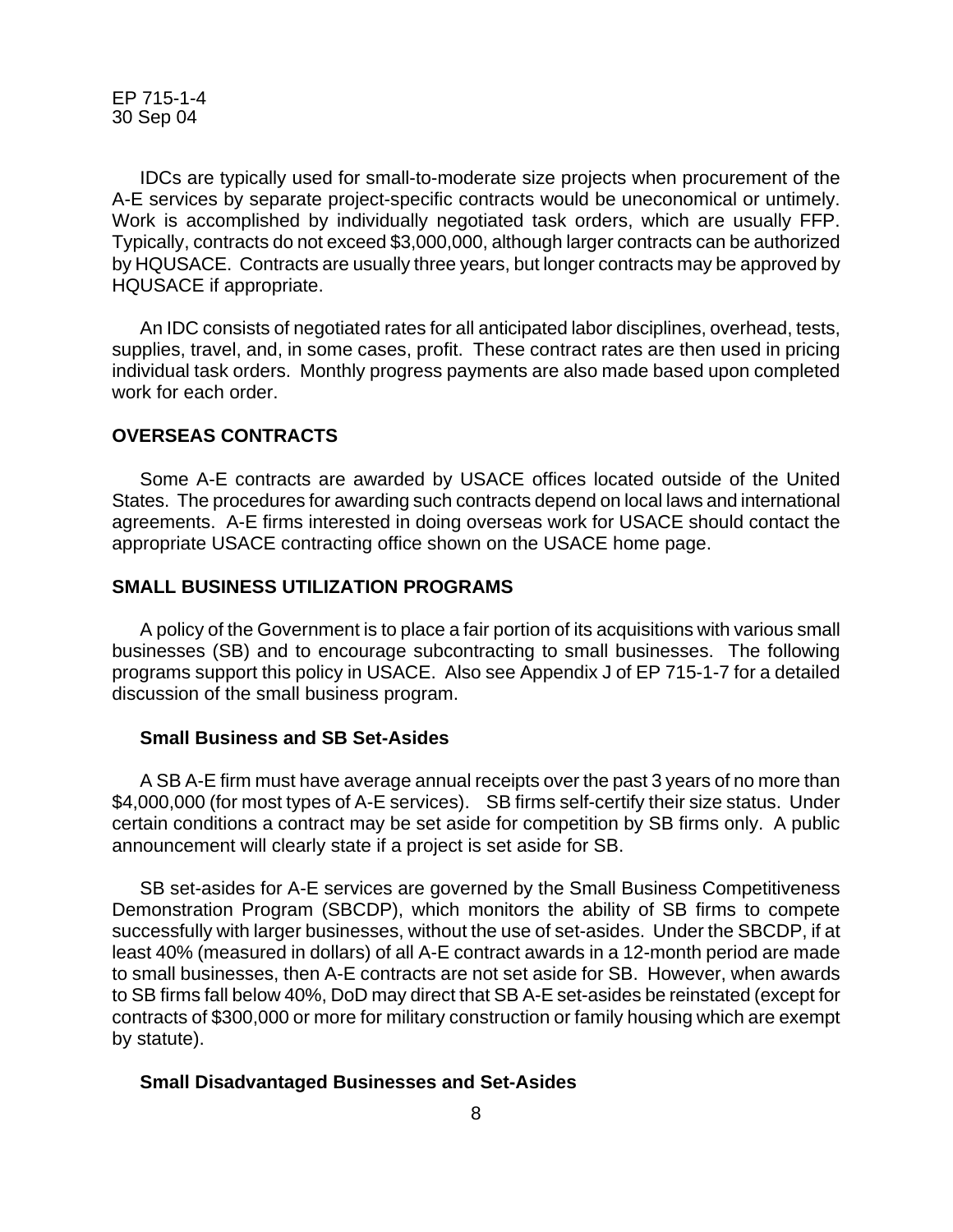IDCs are typically used for small-to-moderate size projects when procurement of the A-E services by separate project-specific contracts would be uneconomical or untimely. Work is accomplished by individually negotiated task orders, which are usually FFP. Typically, contracts do not exceed $3,000,000, although larger contracts can be authorized by HQUSACE. Contracts are usually three years, but longer contracts may be approved by HQUSACE if appropriate.

An IDC consists of negotiated rates for all anticipated labor disciplines, overhead, tests, supplies, travel, and, in some cases, profit. These contract rates are then used in pricing individual task orders. Monthly progress payments are also made based upon completed work for each order.

## OVERSEAS CONTRACTS

Some A-E contracts are awarded by USACE offices located outside of the United States. The procedures for awarding such contracts depend on local laws and international agreements. A-E firms interested in doing overseas work for USACE should contact the appropriate USACE contracting office shown on the USACE home page.

## SMALL BUSINESS UTILIZATION PROGRAMS

A policy of the Government is to place a fair portion of its acquisitions with various small businesses (SB) and to encourage subcontracting to small businesses. The following programs support this policy in USACE. Also see Appendix J of EP 715-1-7 for a detailed discussion of the small business program.

### Small Business and SB Set-Asides

A SB A-E firm must have average annual receipts over the past 3 years of no more than $4,000,000 (for most types of A-E services). SB firms self-certify their size status. Under certain conditions a contract may be set aside for competition by SB firms only. A public announcement will clearly state if a project is set aside for SB.

SB set-asides for A-E services are governed by the Small Business Competitiveness Demonstration Program (SBCDP), which monitors the ability of SB firms to compete successfully with larger businesses, without the use of set-asides. Under the SBCDP, if at least 40% (measured in dollars) of all A-E contract awards in a 12-month period are made to small businesses, then A-E contracts are not set aside for SB. However, when awards to SB firms fall below 40%, DoD may direct that SB A-E set-asides be reinstated (except for contracts of $300,000 or more for military construction or family housing which are exempt by statute).

### Small Disadvantaged Businesses and Set-Asides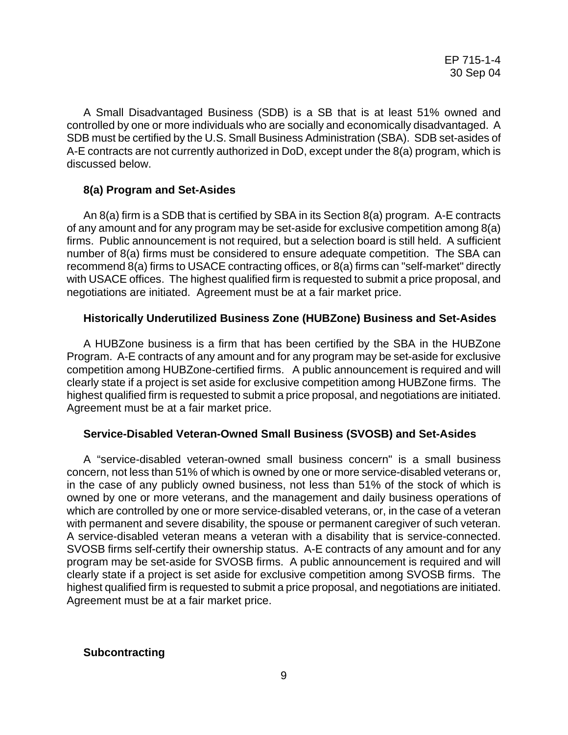A Small Disadvantaged Business (SDB) is a SB that is at least 51% owned and controlled by one or more individuals who are socially and economically disadvantaged. A SDB must be certified by the U.S. Small Business Administration (SBA). SDB set-asides of A-E contracts are not currently authorized in DoD, except under the 8(a) program, which is discussed below.

**8(a) Program and Set-Asides**

An 8(a) firm is a SDB that is certified by SBA in its Section 8(a) program. A-E contracts of any amount and for any program may be set-aside for exclusive competition among 8(a) firms. Public announcement is not required, but a selection board is still held. A sufficient number of 8(a) firms must be considered to ensure adequate competition. The SBA can recommend 8(a) firms to USACE contracting offices, or 8(a) firms can "self-market" directly with USACE offices. The highest qualified firm is requested to submit a price proposal, and negotiations are initiated. Agreement must be at a fair market price.

**Historically Underutilized Business Zone (HUBZone) Business and Set-Asides**

A HUBZone business is a firm that has been certified by the SBA in the HUBZone Program. A-E contracts of any amount and for any program may be set-aside for exclusive competition among HUBZone-certified firms. A public announcement is required and will clearly state if a project is set aside for exclusive competition among HUBZone firms. The highest qualified firm is requested to submit a price proposal, and negotiations are initiated. Agreement must be at a fair market price.

**Service-Disabled Veteran-Owned Small Business (SVOSB) and Set-Asides**

A "service-disabled veteran-owned small business concern" is a small business concern, not less than 51% of which is owned by one or more service-disabled veterans or, in the case of any publicly owned business, not less than 51% of the stock of which is owned by one or more veterans, and the management and daily business operations of which are controlled by one or more service-disabled veterans, or, in the case of a veteran with permanent and severe disability, the spouse or permanent caregiver of such veteran. A service-disabled veteran means a veteran with a disability that is service-connected. SVOSB firms self-certify their ownership status. A-E contracts of any amount and for any program may be set-aside for SVOSB firms. A public announcement is required and will clearly state if a project is set aside for exclusive competition among SVOSB firms. The highest qualified firm is requested to submit a price proposal, and negotiations are initiated. Agreement must be at a fair market price.

**Subcontracting**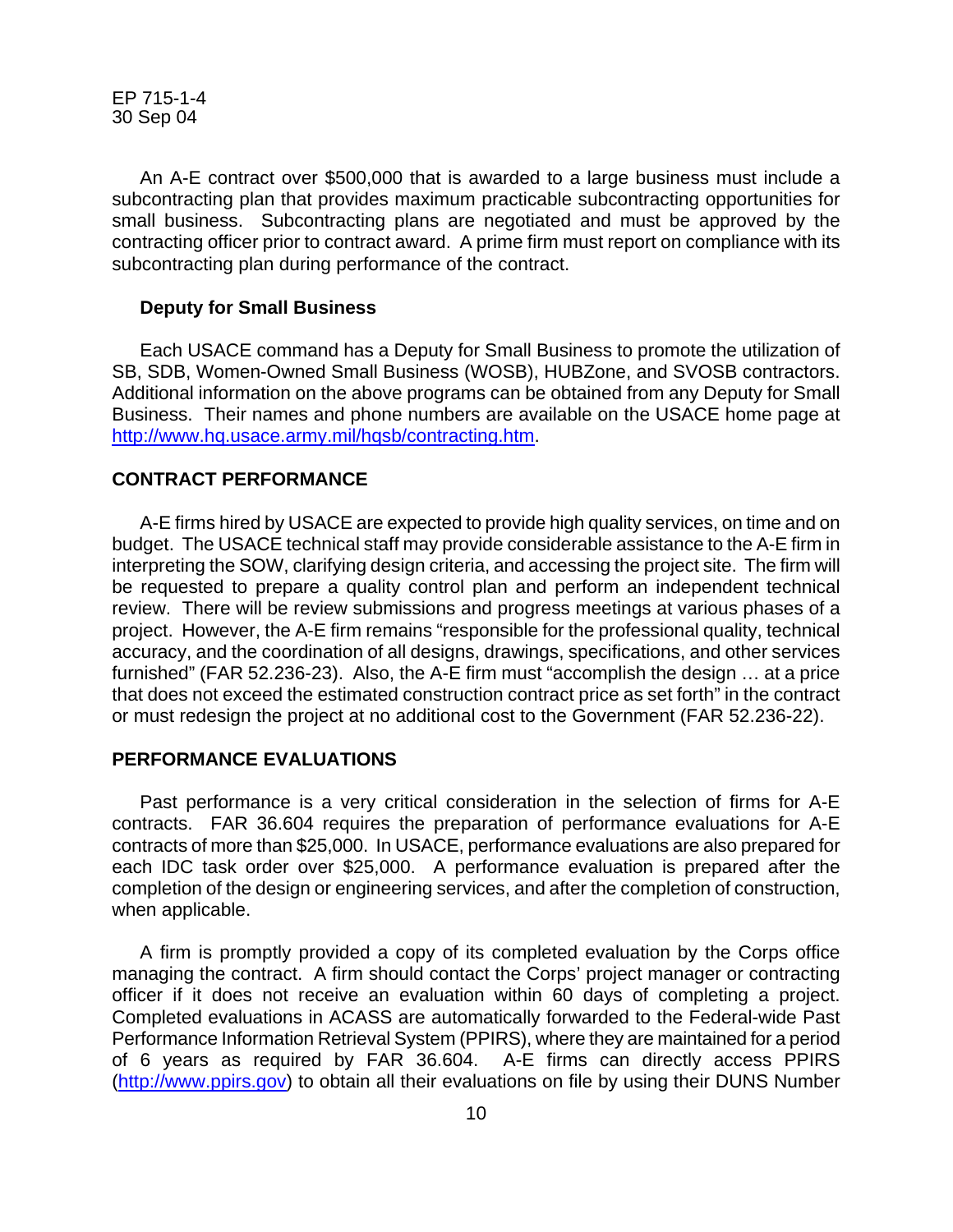An A-E contract over $500,000 that is awarded to a large business must include a subcontracting plan that provides maximum practicable subcontracting opportunities for small business. Subcontracting plans are negotiated and must be approved by the contracting officer prior to contract award. A prime firm must report on compliance with its subcontracting plan during performance of the contract.

### Deputy for Small Business

Each USACE command has a Deputy for Small Business to promote the utilization of SB, SDB, Women-Owned Small Business (WOSB), HUBZone, and SVOSB contractors. Additional information on the above programs can be obtained from any Deputy for Small Business. Their names and phone numbers are available on the USACE home page at http://www.hq.usace.army.mil/hqsb/contracting.htm.

## CONTRACT PERFORMANCE

A-E firms hired by USACE are expected to provide high quality services, on time and on budget. The USACE technical staff may provide considerable assistance to the A-E firm in interpreting the SOW, clarifying design criteria, and accessing the project site. The firm will be requested to prepare a quality control plan and perform an independent technical review. There will be review submissions and progress meetings at various phases of a project. However, the A-E firm remains "responsible for the professional quality, technical accuracy, and the coordination of all designs, drawings, specifications, and other services furnished" (FAR 52.236-23). Also, the A-E firm must "accomplish the design … at a price that does not exceed the estimated construction contract price as set forth" in the contract or must redesign the project at no additional cost to the Government (FAR 52.236-22).

## PERFORMANCE EVALUATIONS

Past performance is a very critical consideration in the selection of firms for A-E contracts. FAR 36.604 requires the preparation of performance evaluations for A-E contracts of more than $25,000. In USACE, performance evaluations are also prepared for each IDC task order over $25,000. A performance evaluation is prepared after the completion of the design or engineering services, and after the completion of construction, when applicable.

A firm is promptly provided a copy of its completed evaluation by the Corps office managing the contract. A firm should contact the Corps' project manager or contracting officer if it does not receive an evaluation within 60 days of completing a project. Completed evaluations in ACASS are automatically forwarded to the Federal-wide Past Performance Information Retrieval System (PPIRS), where they are maintained for a period of 6 years as required by FAR 36.604. A-E firms can directly access PPIRS (http://www.ppirs.gov) to obtain all their evaluations on file by using their DUNS Number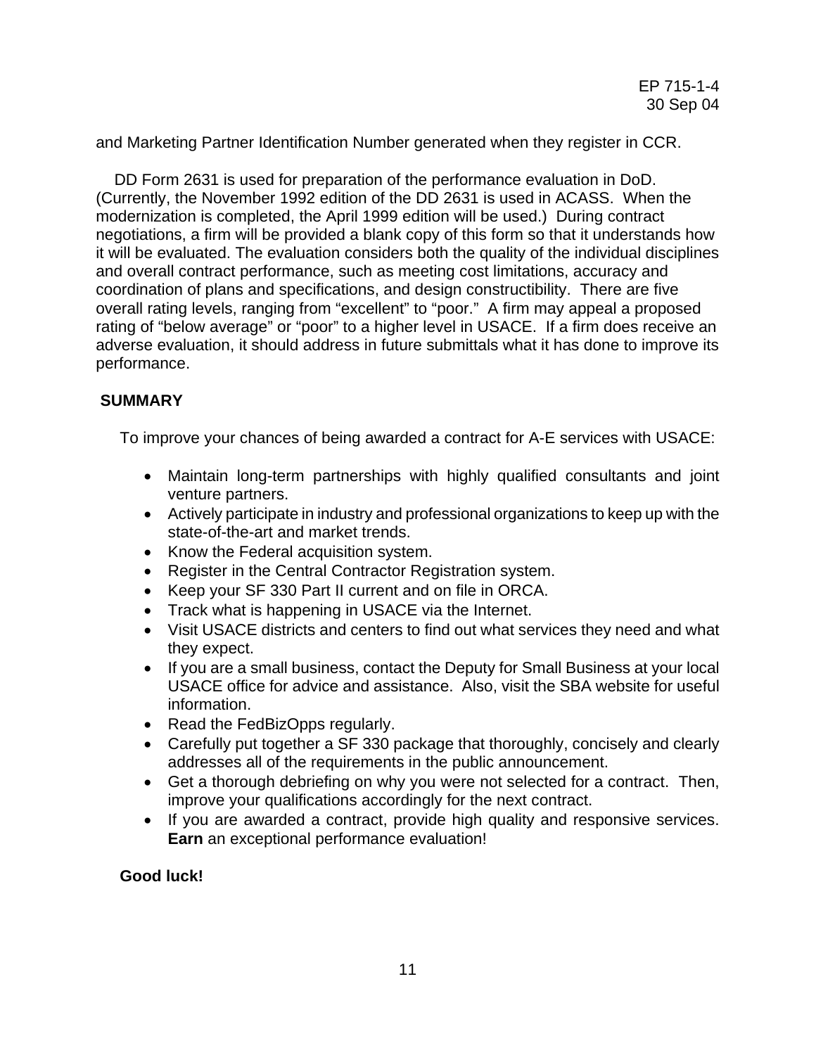and Marketing Partner Identification Number generated when they register in CCR.

DD Form 2631 is used for preparation of the performance evaluation in DoD. (Currently, the November 1992 edition of the DD 2631 is used in ACASS. When the modernization is completed, the April 1999 edition will be used.) During contract negotiations, a firm will be provided a blank copy of this form so that it understands how it will be evaluated. The evaluation considers both the quality of the individual disciplines and overall contract performance, such as meeting cost limitations, accuracy and coordination of plans and specifications, and design constructibility. There are five overall rating levels, ranging from "excellent" to "poor." A firm may appeal a proposed rating of "below average" or "poor" to a higher level in USACE. If a firm does receive an adverse evaluation, it should address in future submittals what it has done to improve its performance.

## SUMMARY

To improve your chances of being awarded a contract for A-E services with USACE:

- Maintain long-term partnerships with highly qualified consultants and joint venture partners.
- Actively participate in industry and professional organizations to keep up with the state-of-the-art and market trends.
- Know the Federal acquisition system.
- Register in the Central Contractor Registration system.
- Keep your SF 330 Part II current and on file in ORCA.
- Track what is happening in USACE via the Internet.
- Visit USACE districts and centers to find out what services they need and what they expect.
- If you are a small business, contact the Deputy for Small Business at your local USACE office for advice and assistance. Also, visit the SBA website for useful information.
- Read the FedBizOpps regularly.
- Carefully put together a SF 330 package that thoroughly, concisely and clearly addresses all of the requirements in the public announcement.
- Get a thorough debriefing on why you were not selected for a contract. Then, improve your qualifications accordingly for the next contract.
- If you are awarded a contract, provide high quality and responsive services. **Earn** an exceptional performance evaluation!

**Good luck!**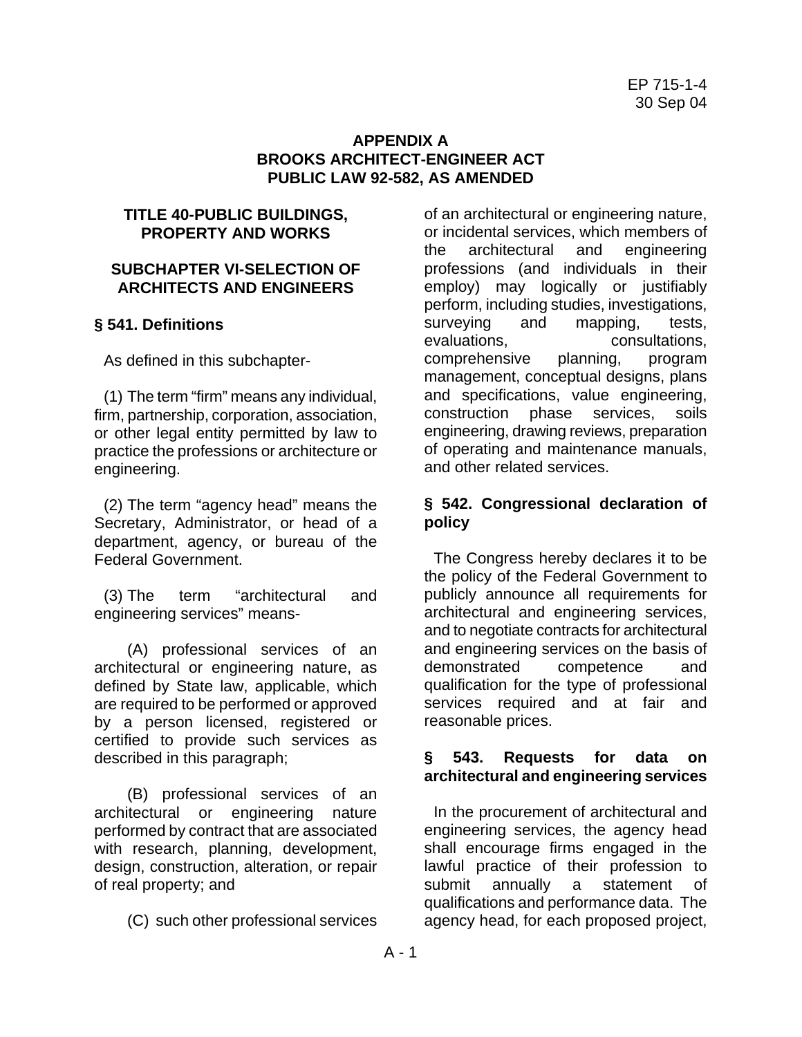# APPENDIX A
# BROOKS ARCHITECT-ENGINEER ACT
# PUBLIC LAW 92-582, AS AMENDED

## TITLE 40-PUBLIC BUILDINGS, PROPERTY AND WORKS

## SUBCHAPTER VI-SELECTION OF ARCHITECTS AND ENGINEERS

### § 541. Definitions

As defined in this subchapter-

(1) The term "firm" means any individual, firm, partnership, corporation, association, or other legal entity permitted by law to practice the professions or architecture or engineering.

(2) The term "agency head" means the Secretary, Administrator, or head of a department, agency, or bureau of the Federal Government.

(3) The term "architectural and engineering services" means-

(A) professional services of an architectural or engineering nature, as defined by State law, applicable, which are required to be performed or approved by a person licensed, registered or certified to provide such services as described in this paragraph;

(B) professional services of an architectural or engineering nature performed by contract that are associated with research, planning, development, design, construction, alteration, or repair of real property; and

(C) such other professional services of an architectural or engineering nature, or incidental services, which members of the architectural and engineering professions (and individuals in their employ) may logically or justifiably perform, including studies, investigations, surveying and mapping, tests, evaluations, consultations, comprehensive planning, program management, conceptual designs, plans and specifications, value engineering, construction phase services, soils engineering, drawing reviews, preparation of operating and maintenance manuals, and other related services.

### § 542. Congressional declaration of policy

The Congress hereby declares it to be the policy of the Federal Government to publicly announce all requirements for architectural and engineering services, and to negotiate contracts for architectural and engineering services on the basis of demonstrated competence and qualification for the type of professional services required and at fair and reasonable prices.

### § 543. Requests for data on architectural and engineering services

In the procurement of architectural and engineering services, the agency head shall encourage firms engaged in the lawful practice of their profession to submit annually a statement of qualifications and performance data. The agency head, for each proposed project,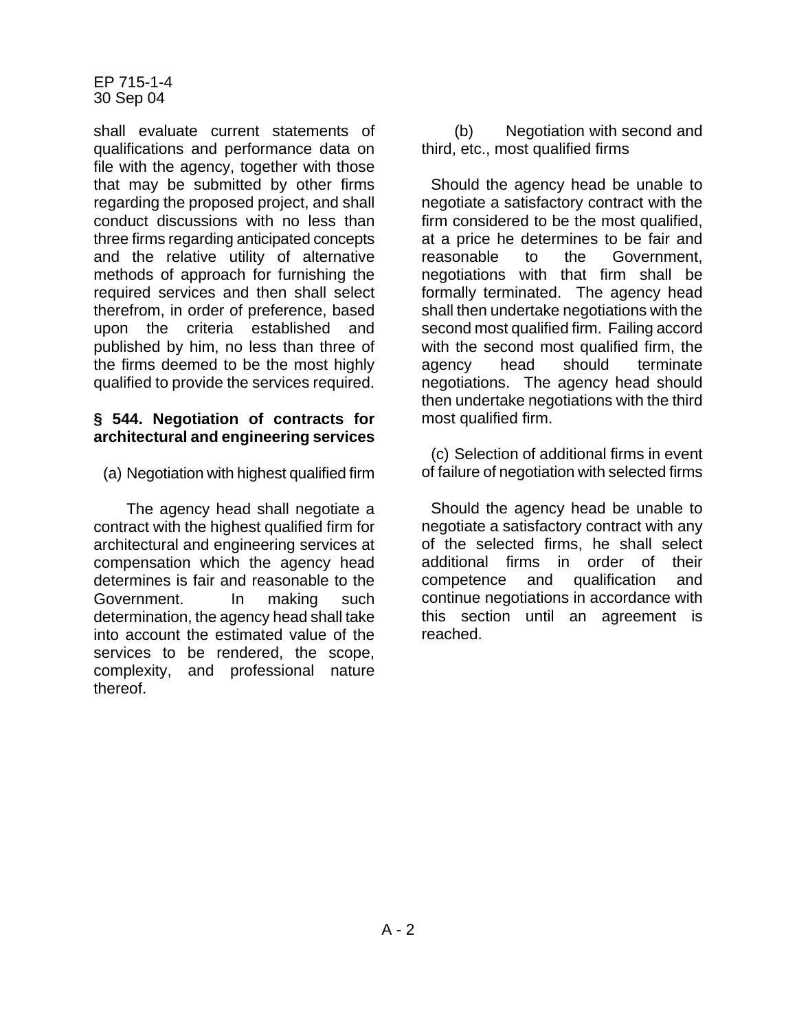shall evaluate current statements of qualifications and performance data on file with the agency, together with those that may be submitted by other firms regarding the proposed project, and shall conduct discussions with no less than three firms regarding anticipated concepts and the relative utility of alternative methods of approach for furnishing the required services and then shall select therefrom, in order of preference, based upon the criteria established and published by him, no less than three of the firms deemed to be the most highly qualified to provide the services required.

**§ 544. Negotiation of contracts for architectural and engineering services**

(a) Negotiation with highest qualified firm

The agency head shall negotiate a contract with the highest qualified firm for architectural and engineering services at compensation which the agency head determines is fair and reasonable to the Government. In making such determination, the agency head shall take into account the estimated value of the services to be rendered, the scope, complexity, and professional nature thereof.

(b) Negotiation with second and third, etc., most qualified firms

Should the agency head be unable to negotiate a satisfactory contract with the firm considered to be the most qualified, at a price he determines to be fair and reasonable to the Government, negotiations with that firm shall be formally terminated. The agency head shall then undertake negotiations with the second most qualified firm. Failing accord with the second most qualified firm, the agency head should terminate negotiations. The agency head should then undertake negotiations with the third most qualified firm.

(c) Selection of additional firms in event of failure of negotiation with selected firms

Should the agency head be unable to negotiate a satisfactory contract with any of the selected firms, he shall select additional firms in order of their competence and qualification and continue negotiations in accordance with this section until an agreement is reached.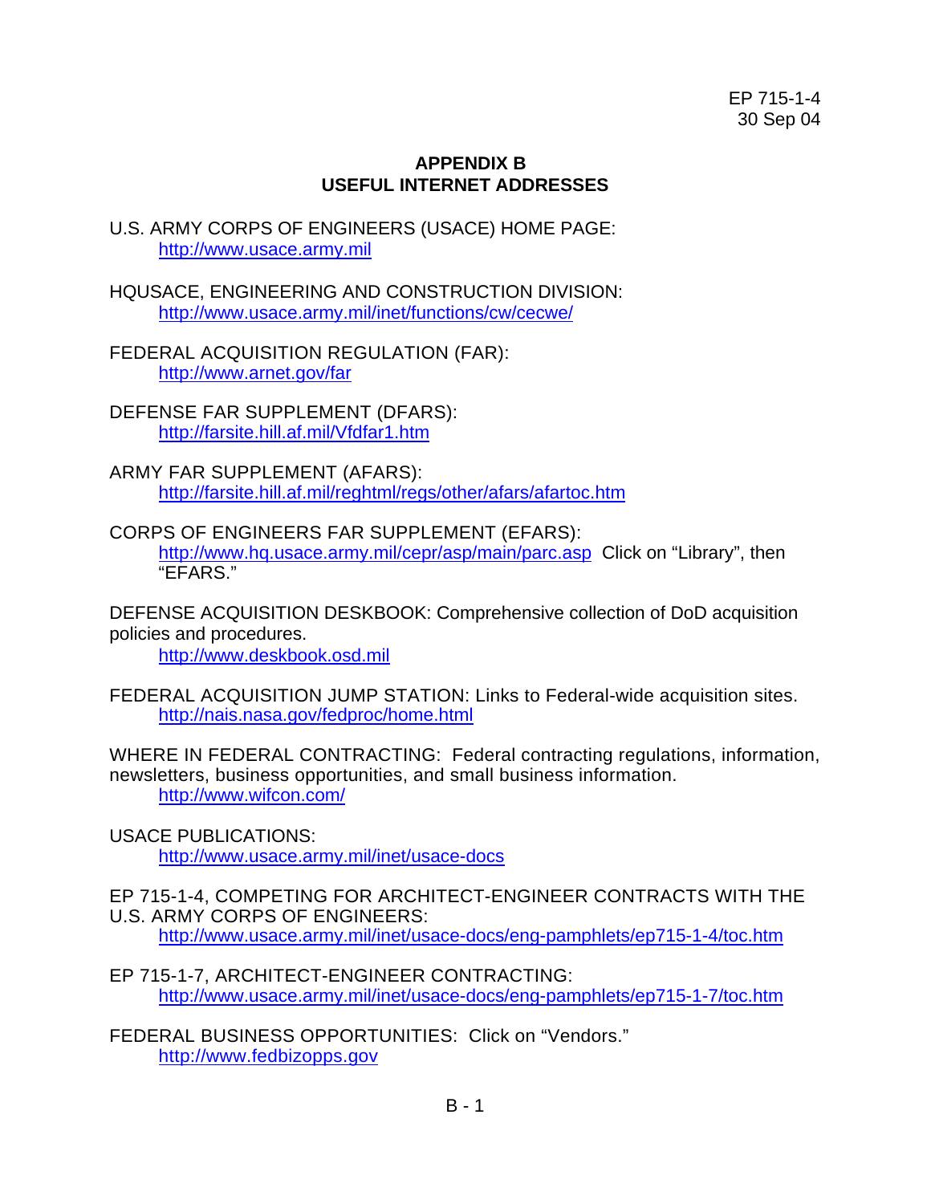# APPENDIX B
# USEFUL INTERNET ADDRESSES

U.S. ARMY CORPS OF ENGINEERS (USACE) HOME PAGE:
http://www.usace.army.mil

HQUSACE, ENGINEERING AND CONSTRUCTION DIVISION:
http://www.usace.army.mil/inet/functions/cw/cecwe/

FEDERAL ACQUISITION REGULATION (FAR):
http://www.arnet.gov/far

DEFENSE FAR SUPPLEMENT (DFARS):
http://farsite.hill.af.mil/Vfdfar1.htm

ARMY FAR SUPPLEMENT (AFARS):
http://farsite.hill.af.mil/reghtml/regs/other/afars/afartoc.htm

CORPS OF ENGINEERS FAR SUPPLEMENT (EFARS):
http://www.hq.usace.army.mil/cepr/asp/main/parc.asp Click on "Library", then "EFARS."

DEFENSE ACQUISITION DESKBOOK: Comprehensive collection of DoD acquisition policies and procedures.
http://www.deskbook.osd.mil

FEDERAL ACQUISITION JUMP STATION: Links to Federal-wide acquisition sites.
http://nais.nasa.gov/fedproc/home.html

WHERE IN FEDERAL CONTRACTING: Federal contracting regulations, information, newsletters, business opportunities, and small business information.
http://www.wifcon.com/

USACE PUBLICATIONS:
http://www.usace.army.mil/inet/usace-docs

EP 715-1-4, COMPETING FOR ARCHITECT-ENGINEER CONTRACTS WITH THE U.S. ARMY CORPS OF ENGINEERS:
http://www.usace.army.mil/inet/usace-docs/eng-pamphlets/ep715-1-4/toc.htm

EP 715-1-7, ARCHITECT-ENGINEER CONTRACTING:
http://www.usace.army.mil/inet/usace-docs/eng-pamphlets/ep715-1-7/toc.htm

FEDERAL BUSINESS OPPORTUNITIES: Click on "Vendors."
http://www.fedbizopps.gov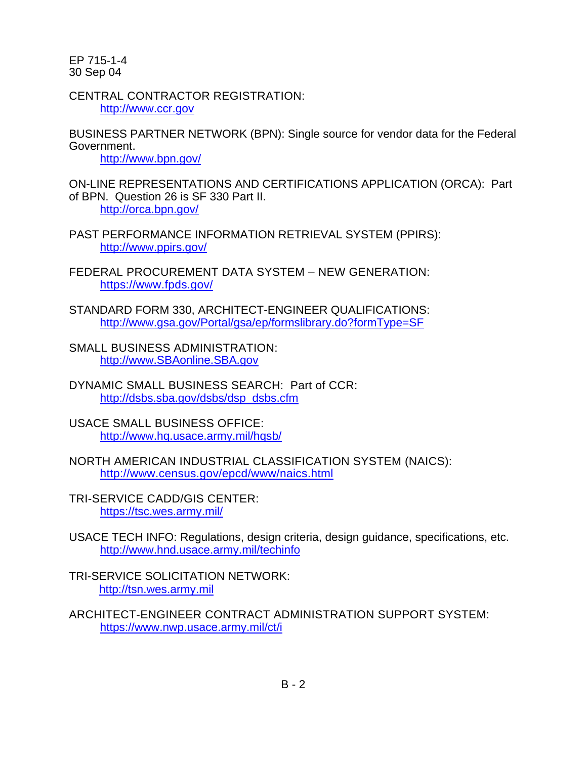CENTRAL CONTRACTOR REGISTRATION:
http://www.ccr.gov

BUSINESS PARTNER NETWORK (BPN): Single source for vendor data for the Federal Government.
http://www.bpn.gov/

ON-LINE REPRESENTATIONS AND CERTIFICATIONS APPLICATION (ORCA): Part of BPN. Question 26 is SF 330 Part II.
http://orca.bpn.gov/

PAST PERFORMANCE INFORMATION RETRIEVAL SYSTEM (PPIRS):
http://www.ppirs.gov/

FEDERAL PROCUREMENT DATA SYSTEM – NEW GENERATION:
https://www.fpds.gov/

STANDARD FORM 330, ARCHITECT-ENGINEER QUALIFICATIONS:
http://www.gsa.gov/Portal/gsa/ep/formslibrary.do?formType=SF

SMALL BUSINESS ADMINISTRATION:
http://www.SBAonline.SBA.gov

DYNAMIC SMALL BUSINESS SEARCH: Part of CCR:
http://dsbs.sba.gov/dsbs/dsp_dsbs.cfm

USACE SMALL BUSINESS OFFICE:
http://www.hq.usace.army.mil/hqsb/

NORTH AMERICAN INDUSTRIAL CLASSIFICATION SYSTEM (NAICS):
http://www.census.gov/epcd/www/naics.html

TRI-SERVICE CADD/GIS CENTER:
https://tsc.wes.army.mil/

USACE TECH INFO: Regulations, design criteria, design guidance, specifications, etc.
http://www.hnd.usace.army.mil/techinfo

TRI-SERVICE SOLICITATION NETWORK:
http://tsn.wes.army.mil

ARCHITECT-ENGINEER CONTRACT ADMINISTRATION SUPPORT SYSTEM:
https://www.nwp.usace.army.mil/ct/i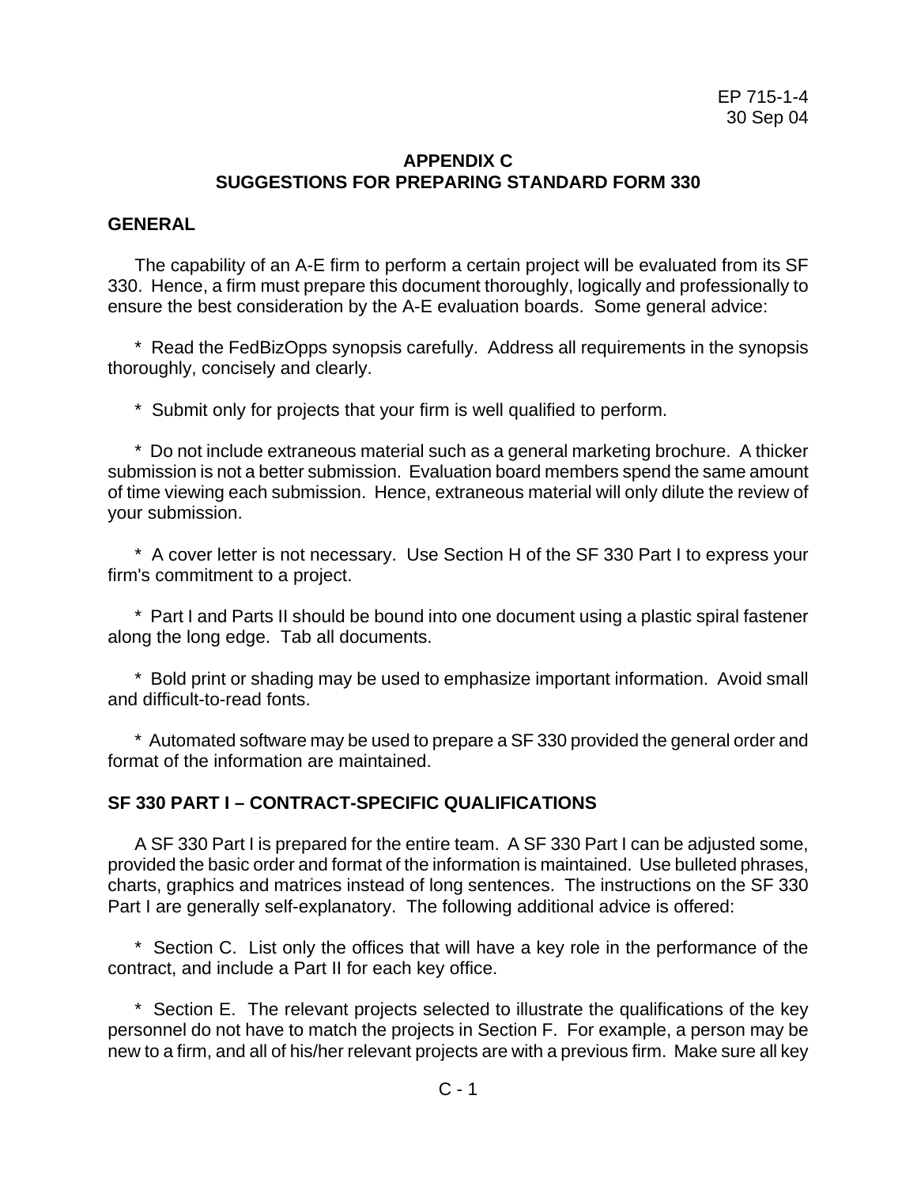## APPENDIX C
## SUGGESTIONS FOR PREPARING STANDARD FORM 330

### GENERAL

The capability of an A-E firm to perform a certain project will be evaluated from its SF 330. Hence, a firm must prepare this document thoroughly, logically and professionally to ensure the best consideration by the A-E evaluation boards. Some general advice:

* Read the FedBizOpps synopsis carefully. Address all requirements in the synopsis thoroughly, concisely and clearly.

* Submit only for projects that your firm is well qualified to perform.

* Do not include extraneous material such as a general marketing brochure. A thicker submission is not a better submission. Evaluation board members spend the same amount of time viewing each submission. Hence, extraneous material will only dilute the review of your submission.

* A cover letter is not necessary. Use Section H of the SF 330 Part I to express your firm's commitment to a project.

* Part I and Parts II should be bound into one document using a plastic spiral fastener along the long edge. Tab all documents.

* Bold print or shading may be used to emphasize important information. Avoid small and difficult-to-read fonts.

* Automated software may be used to prepare a SF 330 provided the general order and format of the information are maintained.

### SF 330 PART I – CONTRACT-SPECIFIC QUALIFICATIONS

A SF 330 Part I is prepared for the entire team. A SF 330 Part I can be adjusted some, provided the basic order and format of the information is maintained. Use bulleted phrases, charts, graphics and matrices instead of long sentences. The instructions on the SF 330 Part I are generally self-explanatory. The following additional advice is offered:

* Section C. List only the offices that will have a key role in the performance of the contract, and include a Part II for each key office.

* Section E. The relevant projects selected to illustrate the qualifications of the key personnel do not have to match the projects in Section F. For example, a person may be new to a firm, and all of his/her relevant projects are with a previous firm. Make sure all key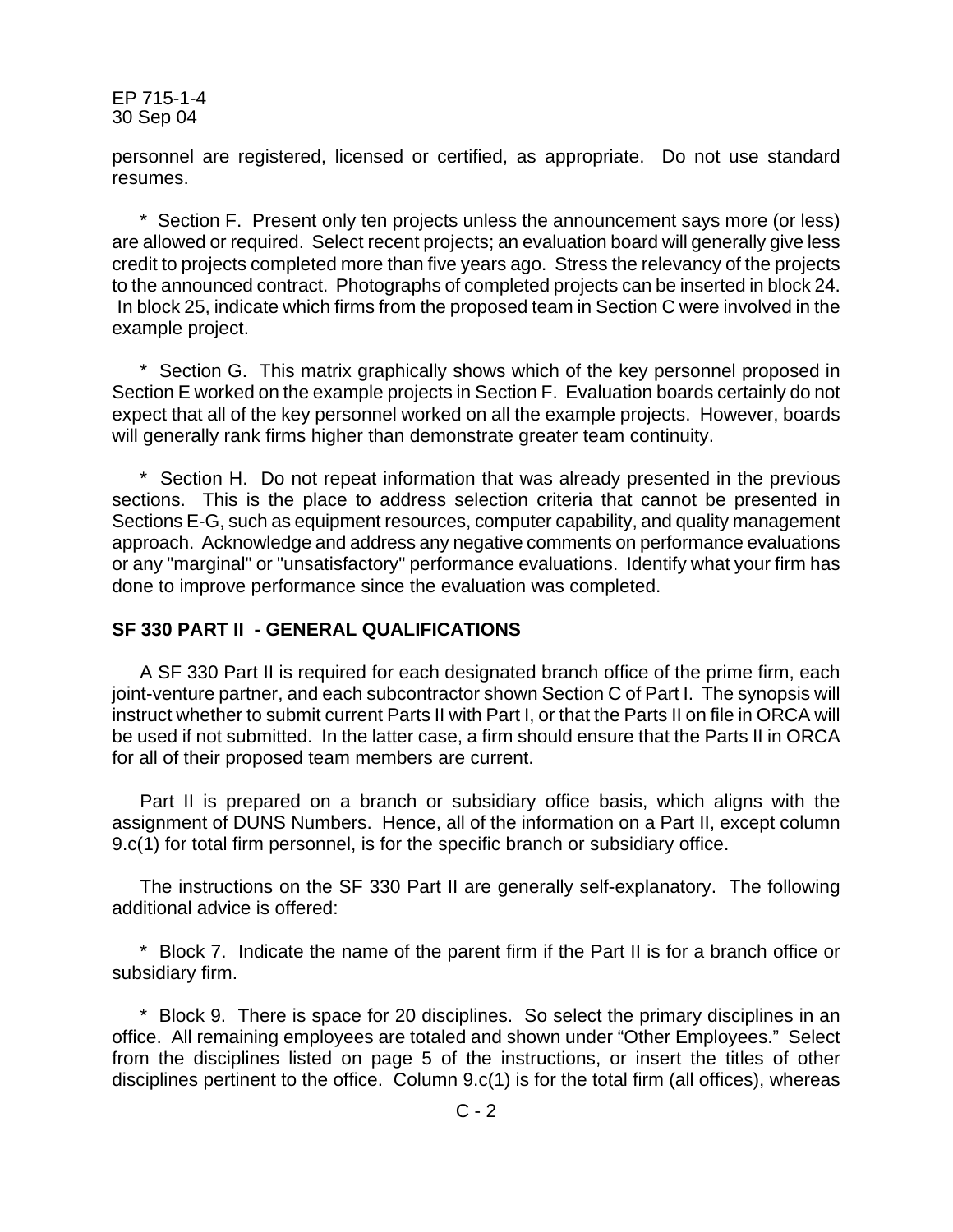personnel are registered, licensed or certified, as appropriate.  Do not use standard resumes.

* Section F.  Present only ten projects unless the announcement says more (or less) are allowed or required.  Select recent projects; an evaluation board will generally give less credit to projects completed more than five years ago.  Stress the relevancy of the projects to the announced contract.  Photographs of completed projects can be inserted in block 24.  In block 25, indicate which firms from the proposed team in Section C were involved in the example project.

* Section G.  This matrix graphically shows which of the key personnel proposed in Section E worked on the example projects in Section F.  Evaluation boards certainly do not expect that all of the key personnel worked on all the example projects.  However, boards will generally rank firms higher than demonstrate greater team continuity.

* Section H.  Do not repeat information that was already presented in the previous sections.  This is the place to address selection criteria that cannot be presented in Sections E-G, such as equipment resources, computer capability, and quality management approach.  Acknowledge and address any negative comments on performance evaluations or any "marginal" or "unsatisfactory" performance evaluations.  Identify what your firm has done to improve performance since the evaluation was completed.

**SF 330 PART II - GENERAL QUALIFICATIONS**

A SF 330 Part II is required for each designated branch office of the prime firm, each joint-venture partner, and each subcontractor shown Section C of Part I.  The synopsis will instruct whether to submit current Parts II with Part I, or that the Parts II on file in ORCA will be used if not submitted.  In the latter case, a firm should ensure that the Parts II in ORCA for all of their proposed team members are current.

Part II is prepared on a branch or subsidiary office basis, which aligns with the assignment of DUNS Numbers.  Hence, all of the information on a Part II, except column 9.c(1) for total firm personnel, is for the specific branch or subsidiary office.

The instructions on the SF 330 Part II are generally self-explanatory.  The following additional advice is offered:

* Block 7.  Indicate the name of the parent firm if the Part II is for a branch office or subsidiary firm.

* Block 9.  There is space for 20 disciplines.  So select the primary disciplines in an office.  All remaining employees are totaled and shown under "Other Employees."  Select from the disciplines listed on page 5 of the instructions, or insert the titles of other disciplines pertinent to the office.  Column 9.c(1) is for the total firm (all offices), whereas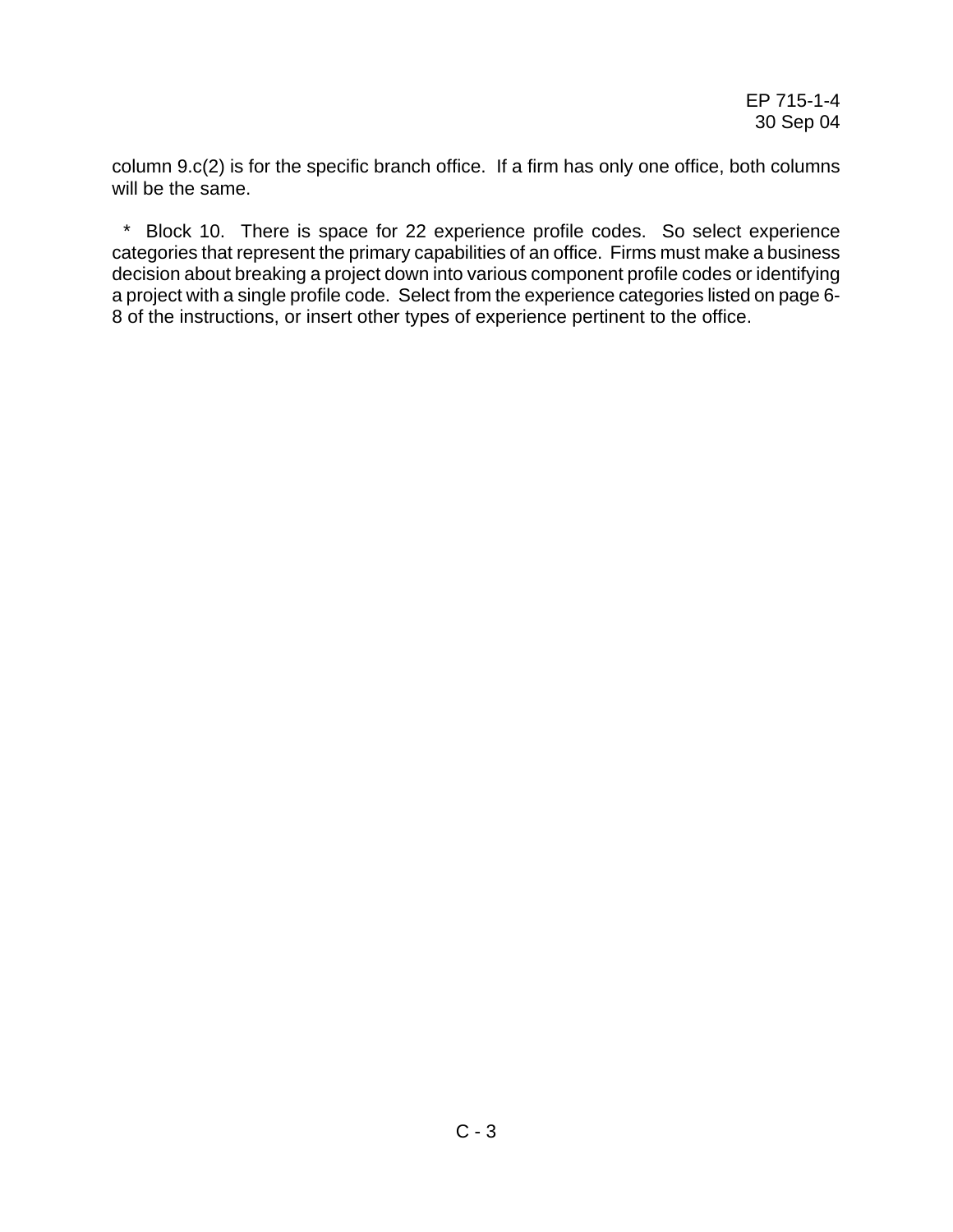column 9.c(2) is for the specific branch office. If a firm has only one office, both columns will be the same.

* Block 10. There is space for 22 experience profile codes. So select experience categories that represent the primary capabilities of an office. Firms must make a business decision about breaking a project down into various component profile codes or identifying a project with a single profile code. Select from the experience categories listed on page 6-8 of the instructions, or insert other types of experience pertinent to the office.